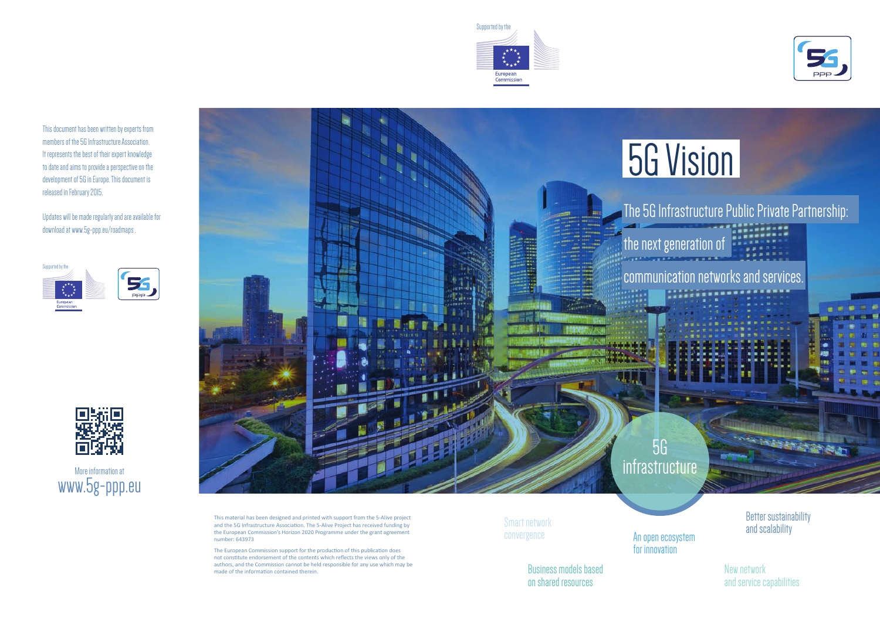# 5G Vision

## The 5G Infrastructure Public Private Partnership: the next generation of communication networks and services.

This document has been written by experts from members of the 5G Infrastructure Association. It represents the best of their expert knowledge to date and aims to provide a perspective on the development of 5G in Europe. This document is released in February 2015.

Updates will be made regularly and are available for download at www.5g-ppp.eu/roadmaps .

Supported by the European Commission

More information at
www.5g-ppp.eu

5G infrastructure

- Smart network convergence
- An open ecosystem for innovation
- Better sustainability and scalability
- Business models based on shared resources
- New network and service capabilities

This material has been designed and printed with support from the 5-Alive project and the 5G Infrastructure Association. The 5-Alive Project has received funding by the European Commission's Horizon 2020 Programme under the grant agreement number: 643973

The European Commission support for the production of this publication does not constitute endorsement of the contents which reflects the views only of the authors, and the Commission cannot be held responsible for any use which may be made of the information contained therein.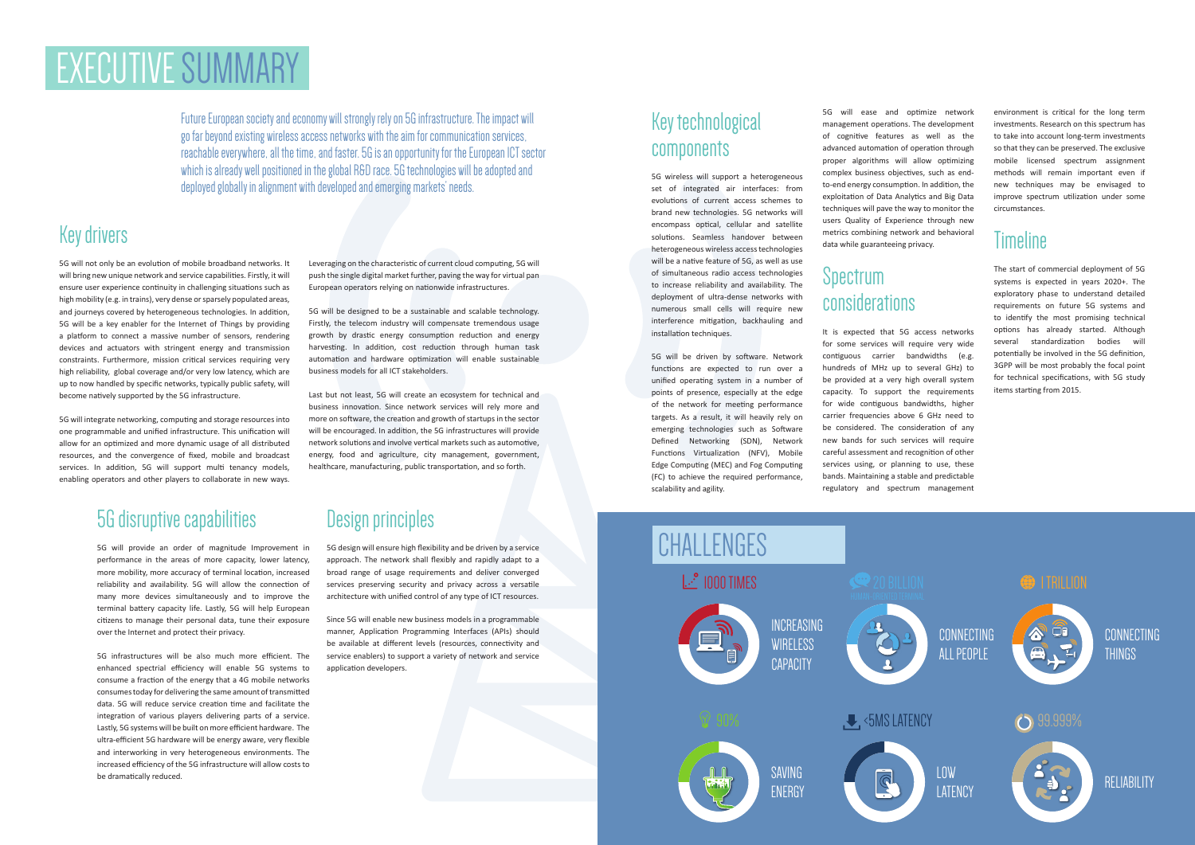# EXECUTIVE SUMMARY

Future European society and economy will strongly rely on 5G infrastructure. The impact will go far beyond existing wireless access networks with the aim for communication services, reachable everywhere, all the time, and faster. 5G is an opportunity for the European ICT sector which is already well positioned in the global R&D race. 5G technologies will be adopted and deployed globally in alignment with developed and emerging markets' needs.

## Key drivers

5G will not only be an evolution of mobile broadband networks. It will bring new unique network and service capabilities. Firstly, it will ensure user experience continuity in challenging situations such as high mobility (e.g. in trains), very dense or sparsely populated areas, and journeys covered by heterogeneous technologies. In addition, 5G will be a key enabler for the Internet of Things by providing a platform to connect a massive number of sensors, rendering devices and actuators with stringent energy and transmission constraints. Furthermore, mission critical services requiring very high reliability, global coverage and/or very low latency, which are up to now handled by specific networks, typically public safety, will become natively supported by the 5G infrastructure.

5G will integrate networking, computing and storage resources into one programmable and unified infrastructure. This unification will allow for an optimized and more dynamic usage of all distributed resources, and the convergence of fixed, mobile and broadcast services. In addition, 5G will support multi tenancy models, enabling operators and other players to collaborate in new ways.

Leveraging on the characteristic of current cloud computing, 5G will push the single digital market further, paving the way for virtual pan European operators relying on nationwide infrastructures.

5G will be designed to be a sustainable and scalable technology. Firstly, the telecom industry will compensate tremendous usage growth by drastic energy consumption reduction and energy harvesting. In addition, cost reduction through human task automation and hardware optimization will enable sustainable business models for all ICT stakeholders.

Last but not least, 5G will create an ecosystem for technical and business innovation. Since network services will rely more and more on software, the creation and growth of startups in the sector will be encouraged. In addition, the 5G infrastructures will provide network solutions and involve vertical markets such as automotive, energy, food and agriculture, city management, government, healthcare, manufacturing, public transportation, and so forth.

## 5G disruptive capabilities

5G will provide an order of magnitude Improvement in performance in the areas of more capacity, lower latency, more mobility, more accuracy of terminal location, increased reliability and availability. 5G will allow the connection of many more devices simultaneously and to improve the terminal battery capacity life. Lastly, 5G will help European citizens to manage their personal data, tune their exposure over the Internet and protect their privacy.

5G infrastructures will be also much more efficient. The enhanced spectrial efficiency will enable 5G systems to consume a fraction of the energy that a 4G mobile networks consumes today for delivering the same amount of transmitted data. 5G will reduce service creation time and facilitate the integration of various players delivering parts of a service. Lastly, 5G systems will be built on more efficient hardware. The ultra-efficient 5G hardware will be energy aware, very flexible and interworking in very heterogeneous environments. The increased efficiency of the 5G infrastructure will allow costs to be dramatically reduced.

## Design principles

5G design will ensure high flexibility and be driven by a service approach. The network shall flexibly and rapidly adapt to a broad range of usage requirements and deliver converged services preserving security and privacy across a versatile architecture with unified control of any type of ICT resources.

Since 5G will enable new business models in a programmable manner, Application Programming Interfaces (APIs) should be available at different levels (resources, connectivity and service enablers) to support a variety of network and service application developers.

## Key technological components

5G wireless will support a heterogeneous set of integrated air interfaces: from evolutions of current access schemes to brand new technologies. 5G networks will encompass optical, cellular and satellite solutions. Seamless handover between heterogeneous wireless access technologies will be a native feature of 5G, as well as use of simultaneous radio access technologies to increase reliability and availability. The deployment of ultra-dense networks with numerous small cells will require new interference mitigation, backhauling and installation techniques.

5G will be driven by software. Network functions are expected to run over a unified operating system in a number of points of presence, especially at the edge of the network for meeting performance targets. As a result, it will heavily rely on emerging technologies such as Software Defined Networking (SDN), Network Functions Virtualization (NFV), Mobile Edge Computing (MEC) and Fog Computing (FC) to achieve the required performance, scalability and agility.

5G will ease and optimize network management operations. The development of cognitive features as well as the advanced automation of operation through proper algorithms will allow optimizing complex business objectives, such as end-to-end energy consumption. In addition, the exploitation of Data Analytics and Big Data techniques will pave the way to monitor the users Quality of Experience through new metrics combining network and behavioral data while guaranteeing privacy.

## Spectrum considerations

It is expected that 5G access networks for some services will require very wide contiguous carrier bandwidths (e.g. hundreds of MHz up to several GHz) to be provided at a very high overall system capacity. To support the requirements for wide contiguous bandwidths, higher carrier frequencies above 6 GHz need to be considered. The consideration of any new bands for such services will require careful assessment and recognition of other services using, or planning to use, these bands. Maintaining a stable and predictable regulatory and spectrum management environment is critical for the long term investments. Research on this spectrum has to take into account long-term investments so that they can be preserved. The exclusive mobile licensed spectrum assignment methods will remain important even if new techniques may be envisaged to improve spectrum utilization under some circumstances.

## Timeline

The start of commercial deployment of 5G systems is expected in years 2020+. The exploratory phase to understand detailed requirements on future 5G systems and to identify the most promising technical options has already started. Although several standardization bodies will potentially be involved in the 5G definition, 3GPP will be most probably the focal point for technical specifications, with 5G study items starting from 2015.

## CHALLENGES

1000 TIMES
INCREASING WIRELESS CAPACITY

20 BILLION
HUMAN-ORIENTED TERMINAL
CONNECTING ALL PEOPLE

1 TRILLION
CONNECTING THINGS

90%
SAVING ENERGY

<5MS LATENCY
LOW LATENCY

99.999%
RELIABILITY